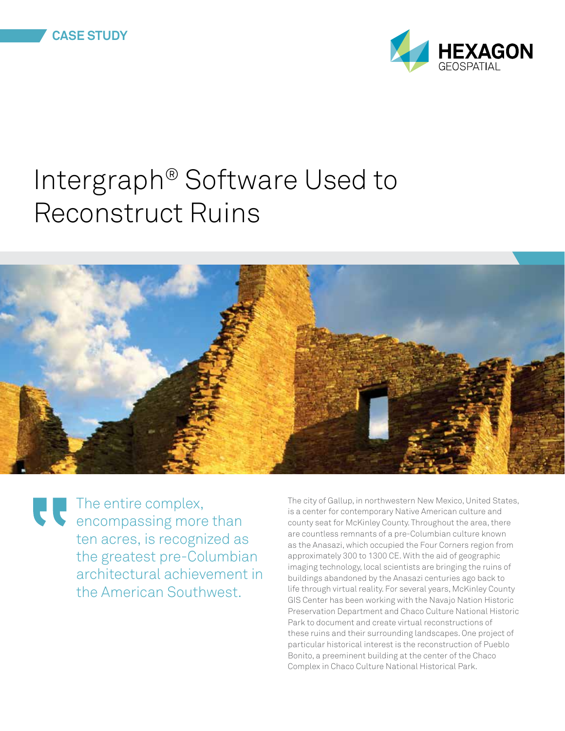CASE STUDY

HEXAGON GEOSPATIAL

# Intergraph® Software Used to Reconstruct Ruins

> The entire complex, encompassing more than ten acres, is recognized as the greatest pre-Columbian architectural achievement in the American Southwest.

The city of Gallup, in northwestern New Mexico, United States, is a center for contemporary Native American culture and county seat for McKinley County. Throughout the area, there are countless remnants of a pre-Columbian culture known as the Anasazi, which occupied the Four Corners region from approximately 300 to 1300 CE. With the aid of geographic imaging technology, local scientists are bringing the ruins of buildings abandoned by the Anasazi centuries ago back to life through virtual reality. For several years, McKinley County GIS Center has been working with the Navajo Nation Historic Preservation Department and Chaco Culture National Historic Park to document and create virtual reconstructions of these ruins and their surrounding landscapes. One project of particular historical interest is the reconstruction of Pueblo Bonito, a preeminent building at the center of the Chaco Complex in Chaco Culture National Historical Park.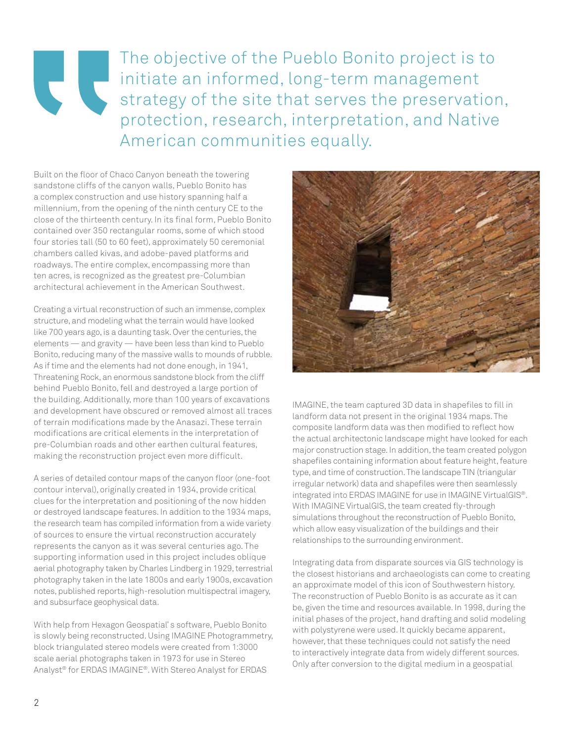> The objective of the Pueblo Bonito project is to initiate an informed, long-term management strategy of the site that serves the preservation, protection, research, interpretation, and Native American communities equally.

Built on the floor of Chaco Canyon beneath the towering sandstone cliffs of the canyon walls, Pueblo Bonito has a complex construction and use history spanning half a millennium, from the opening of the ninth century CE to the close of the thirteenth century. In its final form, Pueblo Bonito contained over 350 rectangular rooms, some of which stood four stories tall (50 to 60 feet), approximately 50 ceremonial chambers called kivas, and adobe-paved platforms and roadways. The entire complex, encompassing more than ten acres, is recognized as the greatest pre-Columbian architectural achievement in the American Southwest.

Creating a virtual reconstruction of such an immense, complex structure, and modeling what the terrain would have looked like 700 years ago, is a daunting task. Over the centuries, the elements — and gravity — have been less than kind to Pueblo Bonito, reducing many of the massive walls to mounds of rubble. As if time and the elements had not done enough, in 1941, Threatening Rock, an enormous sandstone block from the cliff behind Pueblo Bonito, fell and destroyed a large portion of the building. Additionally, more than 100 years of excavations and development have obscured or removed almost all traces of terrain modifications made by the Anasazi. These terrain modifications are critical elements in the interpretation of pre-Columbian roads and other earthen cultural features, making the reconstruction project even more difficult.

A series of detailed contour maps of the canyon floor (one-foot contour interval), originally created in 1934, provide critical clues for the interpretation and positioning of the now hidden or destroyed landscape features. In addition to the 1934 maps, the research team has compiled information from a wide variety of sources to ensure the virtual reconstruction accurately represents the canyon as it was several centuries ago. The supporting information used in this project includes oblique aerial photography taken by Charles Lindberg in 1929, terrestrial photography taken in the late 1800s and early 1900s, excavation notes, published reports, high-resolution multispectral imagery, and subsurface geophysical data.

With help from Hexagon Geospatial's software, Pueblo Bonito is slowly being reconstructed. Using IMAGINE Photogrammetry, block triangulated stereo models were created from 1:3000 scale aerial photographs taken in 1973 for use in Stereo Analyst® for ERDAS IMAGINE®. With Stereo Analyst for ERDAS IMAGINE, the team captured 3D data in shapefiles to fill in landform data not present in the original 1934 maps. The composite landform data was then modified to reflect how the actual architectonic landscape might have looked for each major construction stage. In addition, the team created polygon shapefiles containing information about feature height, feature type, and time of construction. The landscape TIN (triangular irregular network) data and shapefiles were then seamlessly integrated into ERDAS IMAGINE for use in IMAGINE VirtualGIS®. With IMAGINE VirtualGIS, the team created fly-through simulations throughout the reconstruction of Pueblo Bonito, which allow easy visualization of the buildings and their relationships to the surrounding environment.

Integrating data from disparate sources via GIS technology is the closest historians and archaeologists can come to creating an approximate model of this icon of Southwestern history. The reconstruction of Pueblo Bonito is as accurate as it can be, given the time and resources available. In 1998, during the initial phases of the project, hand drafting and solid modeling with polystyrene were used. It quickly became apparent, however, that these techniques could not satisfy the need to interactively integrate data from widely different sources. Only after conversion to the digital medium in a geospatial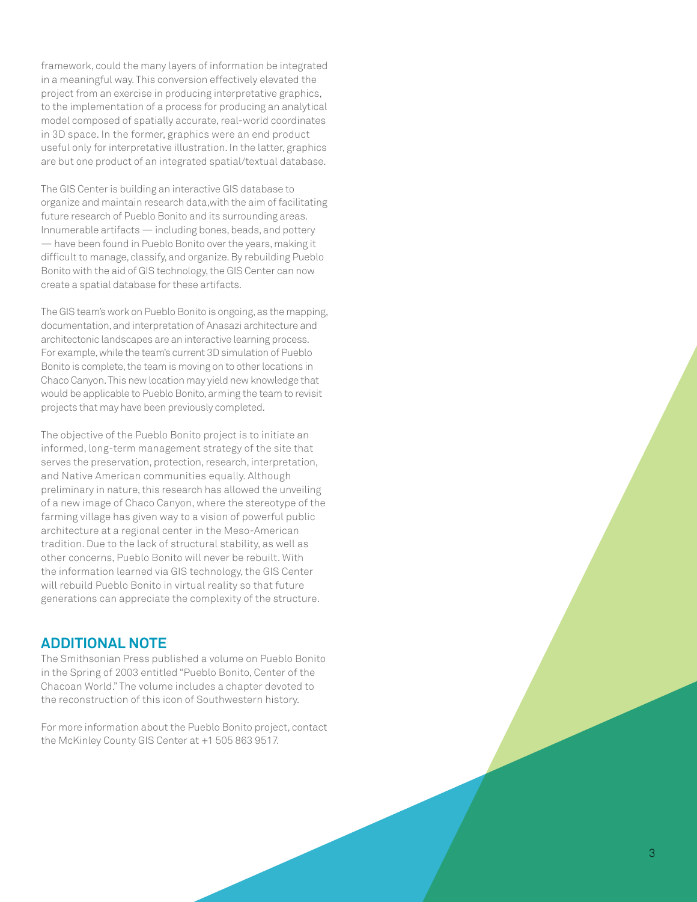framework, could the many layers of information be integrated in a meaningful way. This conversion effectively elevated the project from an exercise in producing interpretative graphics, to the implementation of a process for producing an analytical model composed of spatially accurate, real-world coordinates in 3D space. In the former, graphics were an end product useful only for interpretative illustration. In the latter, graphics are but one product of an integrated spatial/textual database.

The GIS Center is building an interactive GIS database to organize and maintain research data,with the aim of facilitating future research of Pueblo Bonito and its surrounding areas. Innumerable artifacts — including bones, beads, and pottery — have been found in Pueblo Bonito over the years, making it difficult to manage, classify, and organize. By rebuilding Pueblo Bonito with the aid of GIS technology, the GIS Center can now create a spatial database for these artifacts.

The GIS team's work on Pueblo Bonito is ongoing, as the mapping, documentation, and interpretation of Anasazi architecture and architectonic landscapes are an interactive learning process. For example, while the team's current 3D simulation of Pueblo Bonito is complete, the team is moving on to other locations in Chaco Canyon. This new location may yield new knowledge that would be applicable to Pueblo Bonito, arming the team to revisit projects that may have been previously completed.

The objective of the Pueblo Bonito project is to initiate an informed, long-term management strategy of the site that serves the preservation, protection, research, interpretation, and Native American communities equally. Although preliminary in nature, this research has allowed the unveiling of a new image of Chaco Canyon, where the stereotype of the farming village has given way to a vision of powerful public architecture at a regional center in the Meso-American tradition. Due to the lack of structural stability, as well as other concerns, Pueblo Bonito will never be rebuilt. With the information learned via GIS technology, the GIS Center will rebuild Pueblo Bonito in virtual reality so that future generations can appreciate the complexity of the structure.

## ADDITIONAL NOTE

The Smithsonian Press published a volume on Pueblo Bonito in the Spring of 2003 entitled "Pueblo Bonito, Center of the Chacoan World." The volume includes a chapter devoted to the reconstruction of this icon of Southwestern history.

For more information about the Pueblo Bonito project, contact the McKinley County GIS Center at +1 505 863 9517.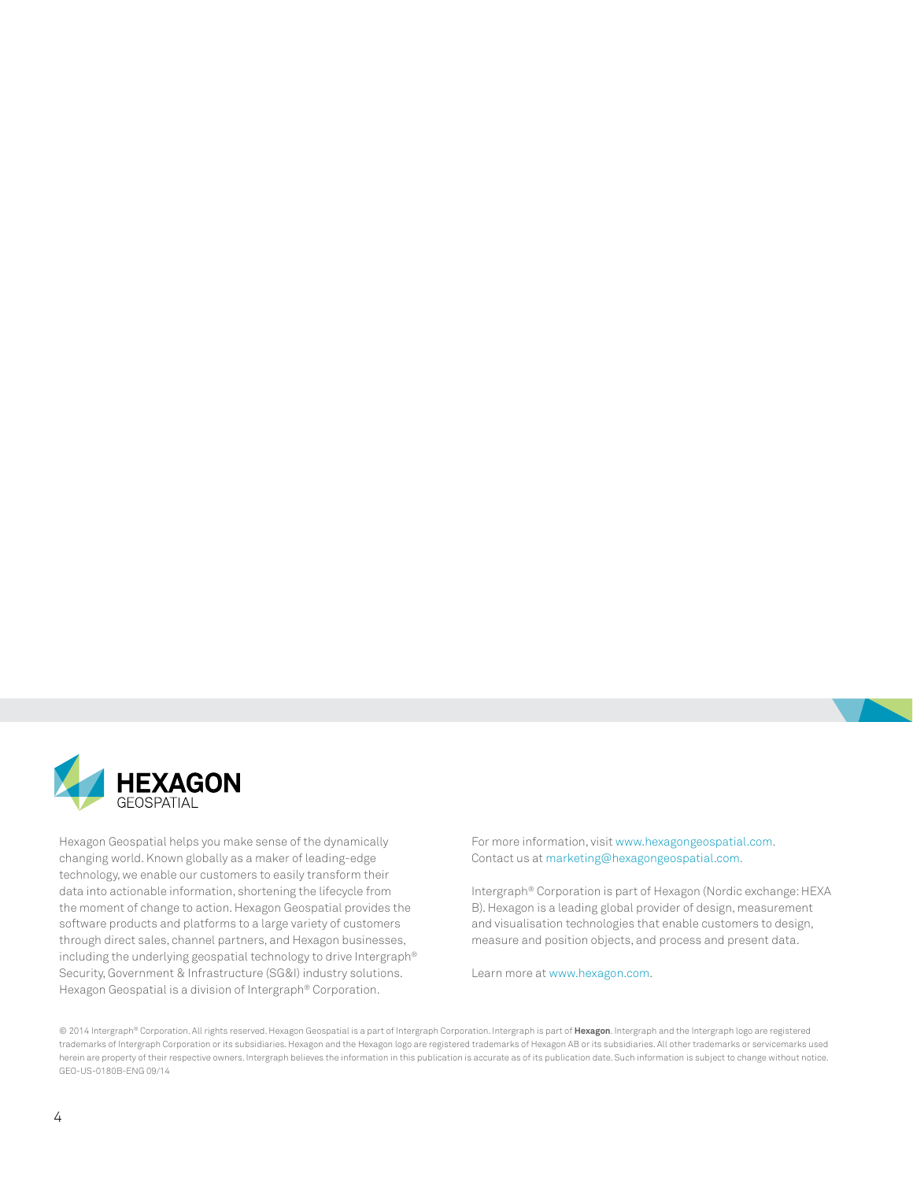HEXAGON
GEOSPATIAL

Hexagon Geospatial helps you make sense of the dynamically changing world. Known globally as a maker of leading-edge technology, we enable our customers to easily transform their data into actionable information, shortening the lifecycle from the moment of change to action. Hexagon Geospatial provides the software products and platforms to a large variety of customers through direct sales, channel partners, and Hexagon businesses, including the underlying geospatial technology to drive Intergraph® Security, Government & Infrastructure (SG&I) industry solutions. Hexagon Geospatial is a division of Intergraph® Corporation.

For more information, visit www.hexagongeospatial.com. Contact us at marketing@hexagongeospatial.com.

Intergraph® Corporation is part of Hexagon (Nordic exchange: HEXA B). Hexagon is a leading global provider of design, measurement and visualisation technologies that enable customers to design, measure and position objects, and process and present data.

Learn more at www.hexagon.com.

© 2014 Intergraph® Corporation. All rights reserved. Hexagon Geospatial is a part of Intergraph Corporation. Intergraph is part of **Hexagon**. Intergraph and the Intergraph logo are registered trademarks of Intergraph Corporation or its subsidiaries. Hexagon and the Hexagon logo are registered trademarks of Hexagon AB or its subsidiaries. All other trademarks or servicemarks used herein are property of their respective owners. Intergraph believes the information in this publication is accurate as of its publication date. Such information is subject to change without notice. GEO-US-0180B-ENG 09/14